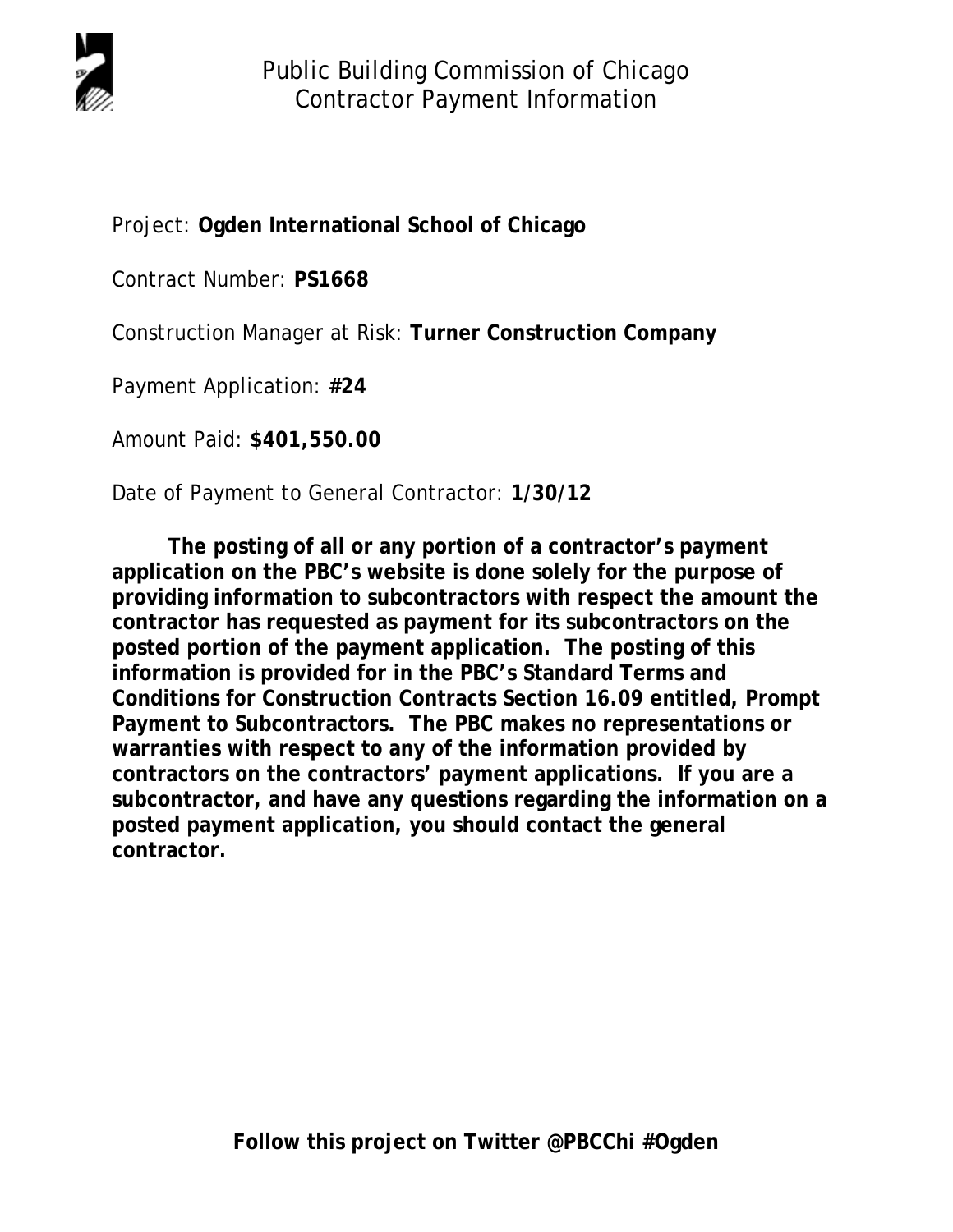# Public Building Commission of Chicago
## Contractor Payment Information

Project: **Ogden International School of Chicago**

Contract Number: **PS1668**

Construction Manager at Risk: **Turner Construction Company**

Payment Application: **#24**

Amount Paid: **$401,550.00**

Date of Payment to General Contractor: **1/30/12**

**The posting of all or any portion of a contractor's payment application on the PBC's website is done solely for the purpose of providing information to subcontractors with respect the amount the contractor has requested as payment for its subcontractors on the posted portion of the payment application. The posting of this information is provided for in the PBC's Standard Terms and Conditions for Construction Contracts Section 16.09 entitled, Prompt Payment to Subcontractors. The PBC makes no representations or warranties with respect to any of the information provided by contractors on the contractors' payment applications. If you are a subcontractor, and have any questions regarding the information on a posted payment application, you should contact the general contractor.**

**Follow this project on Twitter @PBCChi #Ogden**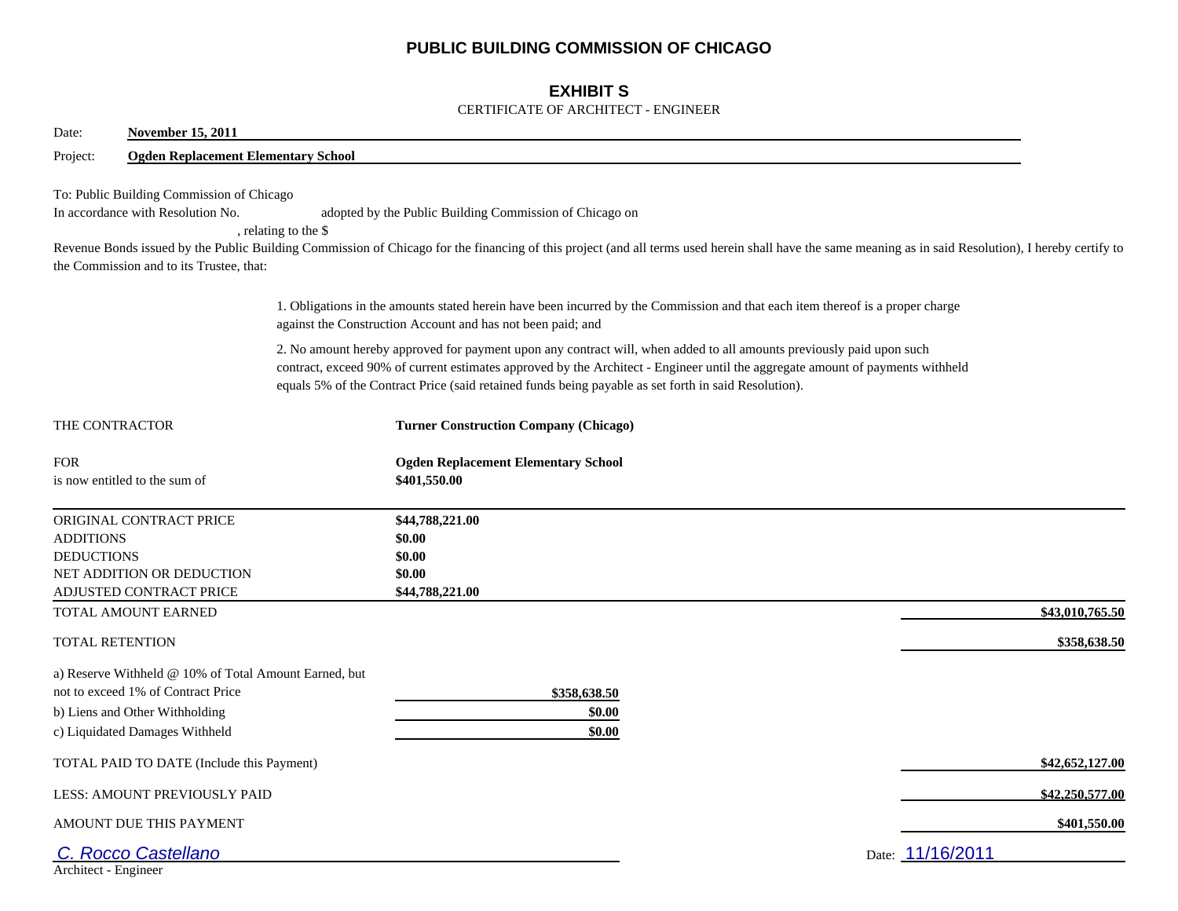# PUBLIC BUILDING COMMISSION OF CHICAGO

## EXHIBIT S

CERTIFICATE OF ARCHITECT - ENGINEER

Date: **November 15, 2011**

Project: **Ogden Replacement Elementary School**

To: Public Building Commission of Chicago
In accordance with Resolution No. adopted by the Public Building Commission of Chicago on , relating to the $ Revenue Bonds issued by the Public Building Commission of Chicago for the financing of this project (and all terms used herein shall have the same meaning as in said Resolution), I hereby certify to the Commission and to its Trustee, that:

1. Obligations in the amounts stated herein have been incurred by the Commission and that each item thereof is a proper charge against the Construction Account and has not been paid; and

2. No amount hereby approved for payment upon any contract will, when added to all amounts previously paid upon such contract, exceed 90% of current estimates approved by the Architect - Engineer until the aggregate amount of payments withheld equals 5% of the Contract Price (said retained funds being payable as set forth in said Resolution).

THE CONTRACTOR **Turner Construction Company (Chicago)**

FOR **Ogden Replacement Elementary School**
is now entitled to the sum of **$401,550.00**

| | | |
|---|---|---|
| ORIGINAL CONTRACT PRICE | **$44,788,221.00** | |
| ADDITIONS | **$0.00** | |
| DEDUCTIONS | **$0.00** | |
| NET ADDITION OR DEDUCTION | **$0.00** | |
| ADJUSTED CONTRACT PRICE | **$44,788,221.00** | |
| TOTAL AMOUNT EARNED | | **$43,010,765.50** |
| TOTAL RETENTION | | **$358,638.50** |
| a) Reserve Withheld @ 10% of Total Amount Earned, but not to exceed 1% of Contract Price | **$358,638.50** | |
| b) Liens and Other Withholding | **$0.00** | |
| c) Liquidated Damages Withheld | **$0.00** | |
| TOTAL PAID TO DATE (Include this Payment) | | **$42,652,127.00** |
| LESS: AMOUNT PREVIOUSLY PAID | | **$42,250,577.00** |
| AMOUNT DUE THIS PAYMENT | | **$401,550.00** |

*C. Rocco Castellano*
Architect - Engineer

Date: 11/16/2011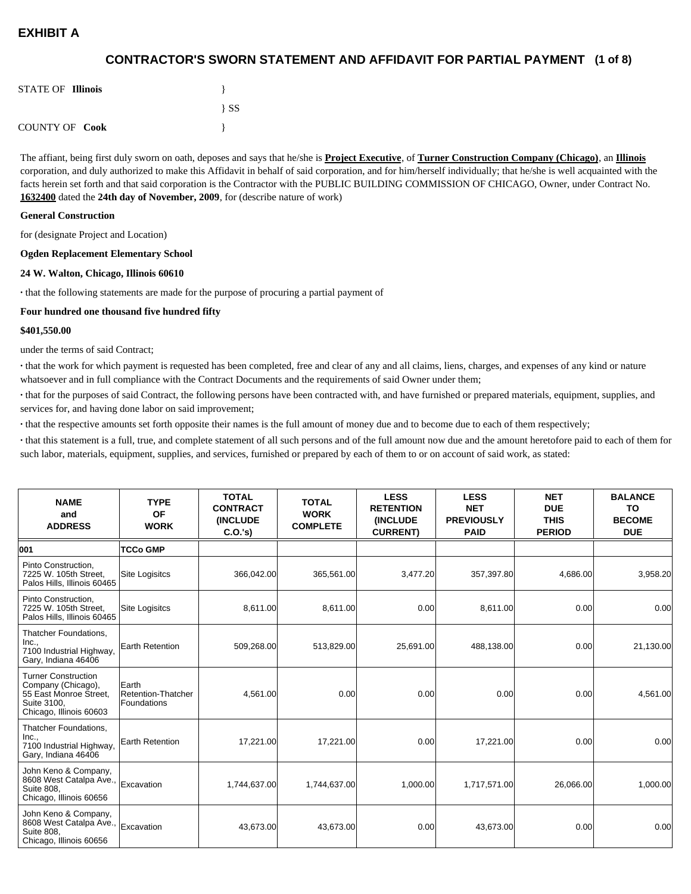# EXHIBIT A

## CONTRACTOR'S SWORN STATEMENT AND AFFIDAVIT FOR PARTIAL PAYMENT (1 of 8)

STATE OF **Illinois** }
} SS
COUNTY OF **Cook** }

The affiant, being first duly sworn on oath, deposes and says that he/she is **Project Executive**, of **Turner Construction Company (Chicago)**, an **Illinois** corporation, and duly authorized to make this Affidavit in behalf of said corporation, and for him/herself individually; that he/she is well acquainted with the facts herein set forth and that said corporation is the Contractor with the PUBLIC BUILDING COMMISSION OF CHICAGO, Owner, under Contract No. **1632400** dated the **24th day of November, 2009**, for (describe nature of work)

**General Construction**

for (designate Project and Location)

**Ogden Replacement Elementary School**

**24 W. Walton, Chicago, Illinois 60610**

· that the following statements are made for the purpose of procuring a partial payment of

**Four hundred one thousand five hundred fifty**

**$401,550.00**

under the terms of said Contract;

· that the work for which payment is requested has been completed, free and clear of any and all claims, liens, charges, and expenses of any kind or nature whatsoever and in full compliance with the Contract Documents and the requirements of said Owner under them;

· that for the purposes of said Contract, the following persons have been contracted with, and have furnished or prepared materials, equipment, supplies, and services for, and having done labor on said improvement;

· that the respective amounts set forth opposite their names is the full amount of money due and to become due to each of them respectively;

· that this statement is a full, true, and complete statement of all such persons and of the full amount now due and the amount heretofore paid to each of them for such labor, materials, equipment, supplies, and services, furnished or prepared by each of them to or on account of said work, as stated:

| NAME and ADDRESS | TYPE OF WORK | TOTAL CONTRACT (INCLUDE C.O.'s) | TOTAL WORK COMPLETE | LESS RETENTION (INCLUDE CURRENT) | LESS NET PREVIOUSLY PAID | NET DUE THIS PERIOD | BALANCE TO BECOME DUE |
|---|---|---|---|---|---|---|---|
| **001** | **TCCo GMP** | | | | | | |
| Pinto Construction, 7225 W. 105th Street, Palos Hills, Illinois 60465 | Site Logisitcs | 366,042.00 | 365,561.00 | 3,477.20 | 357,397.80 | 4,686.00 | 3,958.20 |
| Pinto Construction, 7225 W. 105th Street, Palos Hills, Illinois 60465 | Site Logisitcs | 8,611.00 | 8,611.00 | 0.00 | 8,611.00 | 0.00 | 0.00 |
| Thatcher Foundations, Inc., 7100 Industrial Highway, Gary, Indiana 46406 | Earth Retention | 509,268.00 | 513,829.00 | 25,691.00 | 488,138.00 | 0.00 | 21,130.00 |
| Turner Construction Company (Chicago), 55 East Monroe Street, Suite 3100, Chicago, Illinois 60603 | Earth Retention-Thatcher Foundations | 4,561.00 | 0.00 | 0.00 | 0.00 | 0.00 | 4,561.00 |
| Thatcher Foundations, Inc., 7100 Industrial Highway, Gary, Indiana 46406 | Earth Retention | 17,221.00 | 17,221.00 | 0.00 | 17,221.00 | 0.00 | 0.00 |
| John Keno & Company, 8608 West Catalpa Ave., Suite 808, Chicago, Illinois 60656 | Excavation | 1,744,637.00 | 1,744,637.00 | 1,000.00 | 1,717,571.00 | 26,066.00 | 1,000.00 |
| John Keno & Company, 8608 West Catalpa Ave., Suite 808, Chicago, Illinois 60656 | Excavation | 43,673.00 | 43,673.00 | 0.00 | 43,673.00 | 0.00 | 0.00 |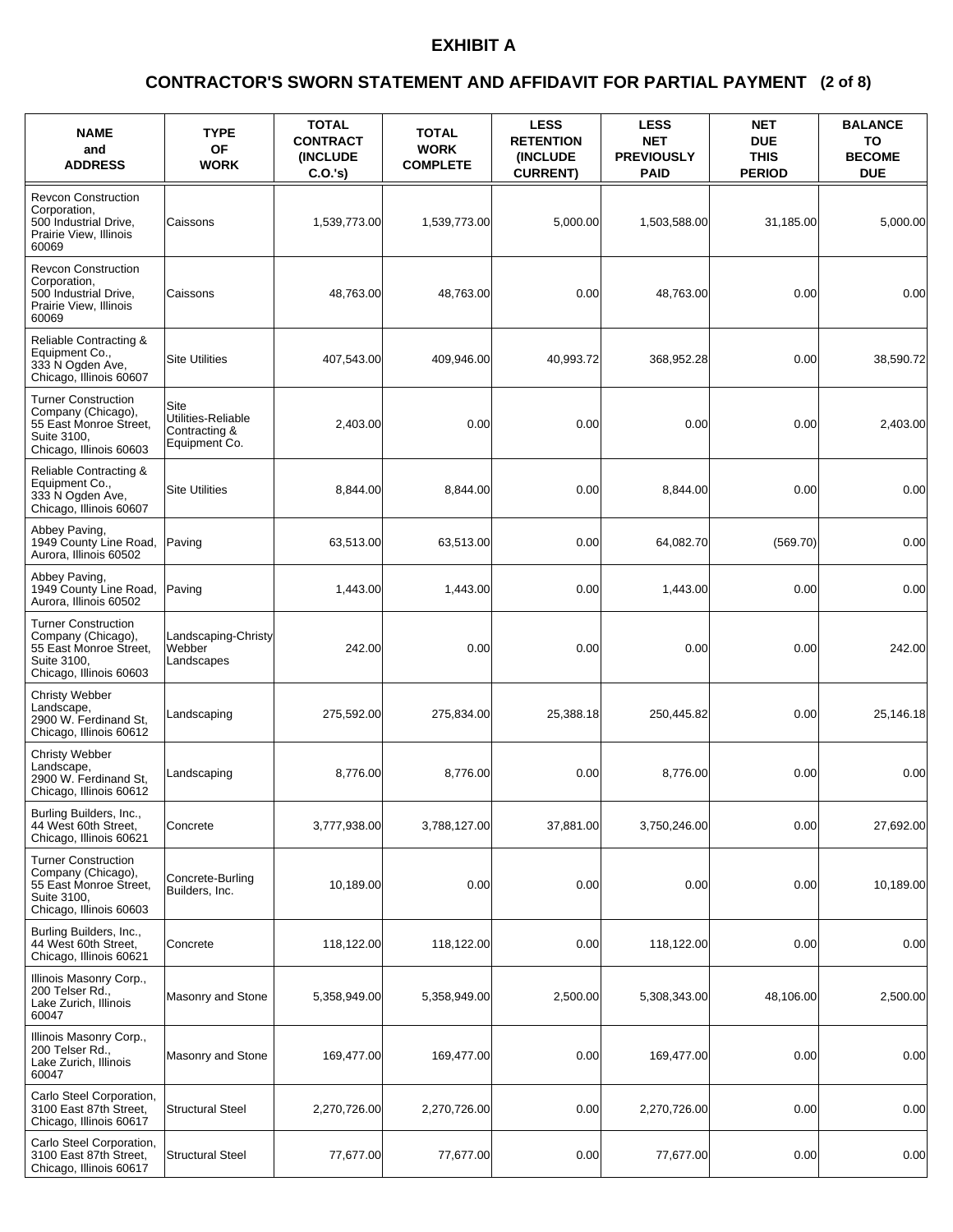# EXHIBIT A

## CONTRACTOR'S SWORN STATEMENT AND AFFIDAVIT FOR PARTIAL PAYMENT (2 of 8)

| NAME and ADDRESS | TYPE OF WORK | TOTAL CONTRACT (INCLUDE C.O.'s) | TOTAL WORK COMPLETE | LESS RETENTION (INCLUDE CURRENT) | LESS NET PREVIOUSLY PAID | NET DUE THIS PERIOD | BALANCE TO BECOME DUE |
|---|---|---|---|---|---|---|---|
| Revcon Construction Corporation, 500 Industrial Drive, Prairie View, Illinois 60069 | Caissons | 1,539,773.00 | 1,539,773.00 | 5,000.00 | 1,503,588.00 | 31,185.00 | 5,000.00 |
| Revcon Construction Corporation, 500 Industrial Drive, Prairie View, Illinois 60069 | Caissons | 48,763.00 | 48,763.00 | 0.00 | 48,763.00 | 0.00 | 0.00 |
| Reliable Contracting & Equipment Co., 333 N Ogden Ave, Chicago, Illinois 60607 | Site Utilities | 407,543.00 | 409,946.00 | 40,993.72 | 368,952.28 | 0.00 | 38,590.72 |
| Turner Construction Company (Chicago), 55 East Monroe Street, Suite 3100, Chicago, Illinois 60603 | Site Utilities-Reliable Contracting & Equipment Co. | 2,403.00 | 0.00 | 0.00 | 0.00 | 0.00 | 2,403.00 |
| Reliable Contracting & Equipment Co., 333 N Ogden Ave, Chicago, Illinois 60607 | Site Utilities | 8,844.00 | 8,844.00 | 0.00 | 8,844.00 | 0.00 | 0.00 |
| Abbey Paving, 1949 County Line Road, Aurora, Illinois 60502 | Paving | 63,513.00 | 63,513.00 | 0.00 | 64,082.70 | (569.70) | 0.00 |
| Abbey Paving, 1949 County Line Road, Aurora, Illinois 60502 | Paving | 1,443.00 | 1,443.00 | 0.00 | 1,443.00 | 0.00 | 0.00 |
| Turner Construction Company (Chicago), 55 East Monroe Street, Suite 3100, Chicago, Illinois 60603 | Landscaping-Christy Webber Landscapes | 242.00 | 0.00 | 0.00 | 0.00 | 0.00 | 242.00 |
| Christy Webber Landscape, 2900 W. Ferdinand St, Chicago, Illinois 60612 | Landscaping | 275,592.00 | 275,834.00 | 25,388.18 | 250,445.82 | 0.00 | 25,146.18 |
| Christy Webber Landscape, 2900 W. Ferdinand St, Chicago, Illinois 60612 | Landscaping | 8,776.00 | 8,776.00 | 0.00 | 8,776.00 | 0.00 | 0.00 |
| Burling Builders, Inc., 44 West 60th Street, Chicago, Illinois 60621 | Concrete | 3,777,938.00 | 3,788,127.00 | 37,881.00 | 3,750,246.00 | 0.00 | 27,692.00 |
| Turner Construction Company (Chicago), 55 East Monroe Street, Suite 3100, Chicago, Illinois 60603 | Concrete-Burling Builders, Inc. | 10,189.00 | 0.00 | 0.00 | 0.00 | 0.00 | 10,189.00 |
| Burling Builders, Inc., 44 West 60th Street, Chicago, Illinois 60621 | Concrete | 118,122.00 | 118,122.00 | 0.00 | 118,122.00 | 0.00 | 0.00 |
| Illinois Masonry Corp., 200 Telser Rd., Lake Zurich, Illinois 60047 | Masonry and Stone | 5,358,949.00 | 5,358,949.00 | 2,500.00 | 5,308,343.00 | 48,106.00 | 2,500.00 |
| Illinois Masonry Corp., 200 Telser Rd., Lake Zurich, Illinois 60047 | Masonry and Stone | 169,477.00 | 169,477.00 | 0.00 | 169,477.00 | 0.00 | 0.00 |
| Carlo Steel Corporation, 3100 East 87th Street, Chicago, Illinois 60617 | Structural Steel | 2,270,726.00 | 2,270,726.00 | 0.00 | 2,270,726.00 | 0.00 | 0.00 |
| Carlo Steel Corporation, 3100 East 87th Street, Chicago, Illinois 60617 | Structural Steel | 77,677.00 | 77,677.00 | 0.00 | 77,677.00 | 0.00 | 0.00 |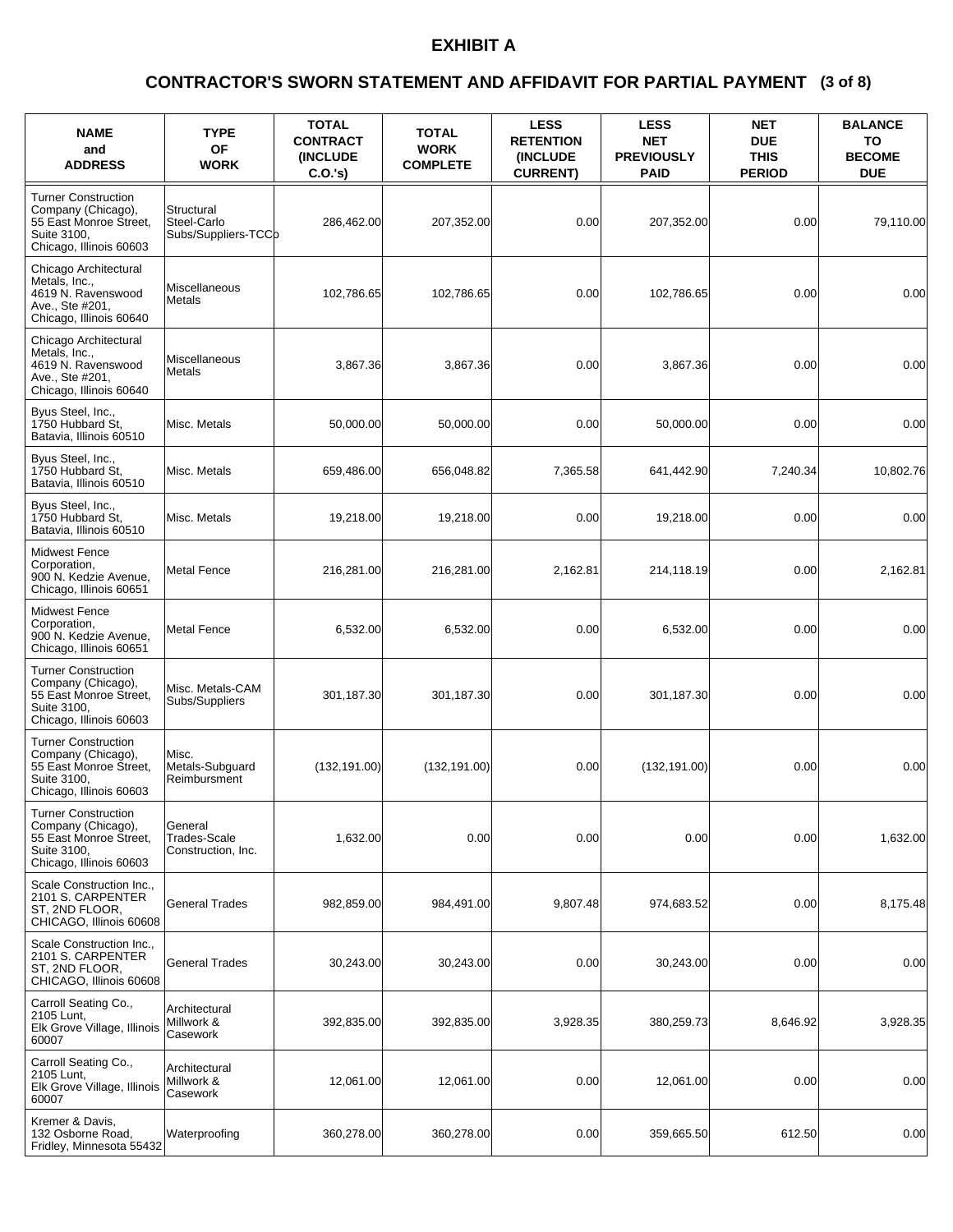# EXHIBIT A

## CONTRACTOR'S SWORN STATEMENT AND AFFIDAVIT FOR PARTIAL PAYMENT (3 of 8)

| NAME and ADDRESS | TYPE OF WORK | TOTAL CONTRACT (INCLUDE C.O.'s) | TOTAL WORK COMPLETE | LESS RETENTION (INCLUDE CURRENT) | LESS NET PREVIOUSLY PAID | NET DUE THIS PERIOD | BALANCE TO BECOME DUE |
|---|---|---|---|---|---|---|---|
| Turner Construction Company (Chicago), 55 East Monroe Street, Suite 3100, Chicago, Illinois 60603 | Structural Steel-Carlo Subs/Suppliers-TCCo | 286,462.00 | 207,352.00 | 0.00 | 207,352.00 | 0.00 | 79,110.00 |
| Chicago Architectural Metals, Inc., 4619 N. Ravenswood Ave., Ste #201, Chicago, Illinois 60640 | Miscellaneous Metals | 102,786.65 | 102,786.65 | 0.00 | 102,786.65 | 0.00 | 0.00 |
| Chicago Architectural Metals, Inc., 4619 N. Ravenswood Ave., Ste #201, Chicago, Illinois 60640 | Miscellaneous Metals | 3,867.36 | 3,867.36 | 0.00 | 3,867.36 | 0.00 | 0.00 |
| Byus Steel, Inc., 1750 Hubbard St, Batavia, Illinois 60510 | Misc. Metals | 50,000.00 | 50,000.00 | 0.00 | 50,000.00 | 0.00 | 0.00 |
| Byus Steel, Inc., 1750 Hubbard St, Batavia, Illinois 60510 | Misc. Metals | 659,486.00 | 656,048.82 | 7,365.58 | 641,442.90 | 7,240.34 | 10,802.76 |
| Byus Steel, Inc., 1750 Hubbard St, Batavia, Illinois 60510 | Misc. Metals | 19,218.00 | 19,218.00 | 0.00 | 19,218.00 | 0.00 | 0.00 |
| Midwest Fence Corporation, 900 N. Kedzie Avenue, Chicago, Illinois 60651 | Metal Fence | 216,281.00 | 216,281.00 | 2,162.81 | 214,118.19 | 0.00 | 2,162.81 |
| Midwest Fence Corporation, 900 N. Kedzie Avenue, Chicago, Illinois 60651 | Metal Fence | 6,532.00 | 6,532.00 | 0.00 | 6,532.00 | 0.00 | 0.00 |
| Turner Construction Company (Chicago), 55 East Monroe Street, Suite 3100, Chicago, Illinois 60603 | Misc. Metals-CAM Subs/Suppliers | 301,187.30 | 301,187.30 | 0.00 | 301,187.30 | 0.00 | 0.00 |
| Turner Construction Company (Chicago), 55 East Monroe Street, Suite 3100, Chicago, Illinois 60603 | Misc. Metals-Subguard Reimbursment | (132,191.00) | (132,191.00) | 0.00 | (132,191.00) | 0.00 | 0.00 |
| Turner Construction Company (Chicago), 55 East Monroe Street, Suite 3100, Chicago, Illinois 60603 | General Trades-Scale Construction, Inc. | 1,632.00 | 0.00 | 0.00 | 0.00 | 0.00 | 1,632.00 |
| Scale Construction Inc., 2101 S. CARPENTER ST, 2ND FLOOR, CHICAGO, Illinois 60608 | General Trades | 982,859.00 | 984,491.00 | 9,807.48 | 974,683.52 | 0.00 | 8,175.48 |
| Scale Construction Inc., 2101 S. CARPENTER ST, 2ND FLOOR, CHICAGO, Illinois 60608 | General Trades | 30,243.00 | 30,243.00 | 0.00 | 30,243.00 | 0.00 | 0.00 |
| Carroll Seating Co., 2105 Lunt, Elk Grove Village, Illinois 60007 | Architectural Millwork & Casework | 392,835.00 | 392,835.00 | 3,928.35 | 380,259.73 | 8,646.92 | 3,928.35 |
| Carroll Seating Co., 2105 Lunt, Elk Grove Village, Illinois 60007 | Architectural Millwork & Casework | 12,061.00 | 12,061.00 | 0.00 | 12,061.00 | 0.00 | 0.00 |
| Kremer & Davis, 132 Osborne Road, Fridley, Minnesota 55432 | Waterproofing | 360,278.00 | 360,278.00 | 0.00 | 359,665.50 | 612.50 | 0.00 |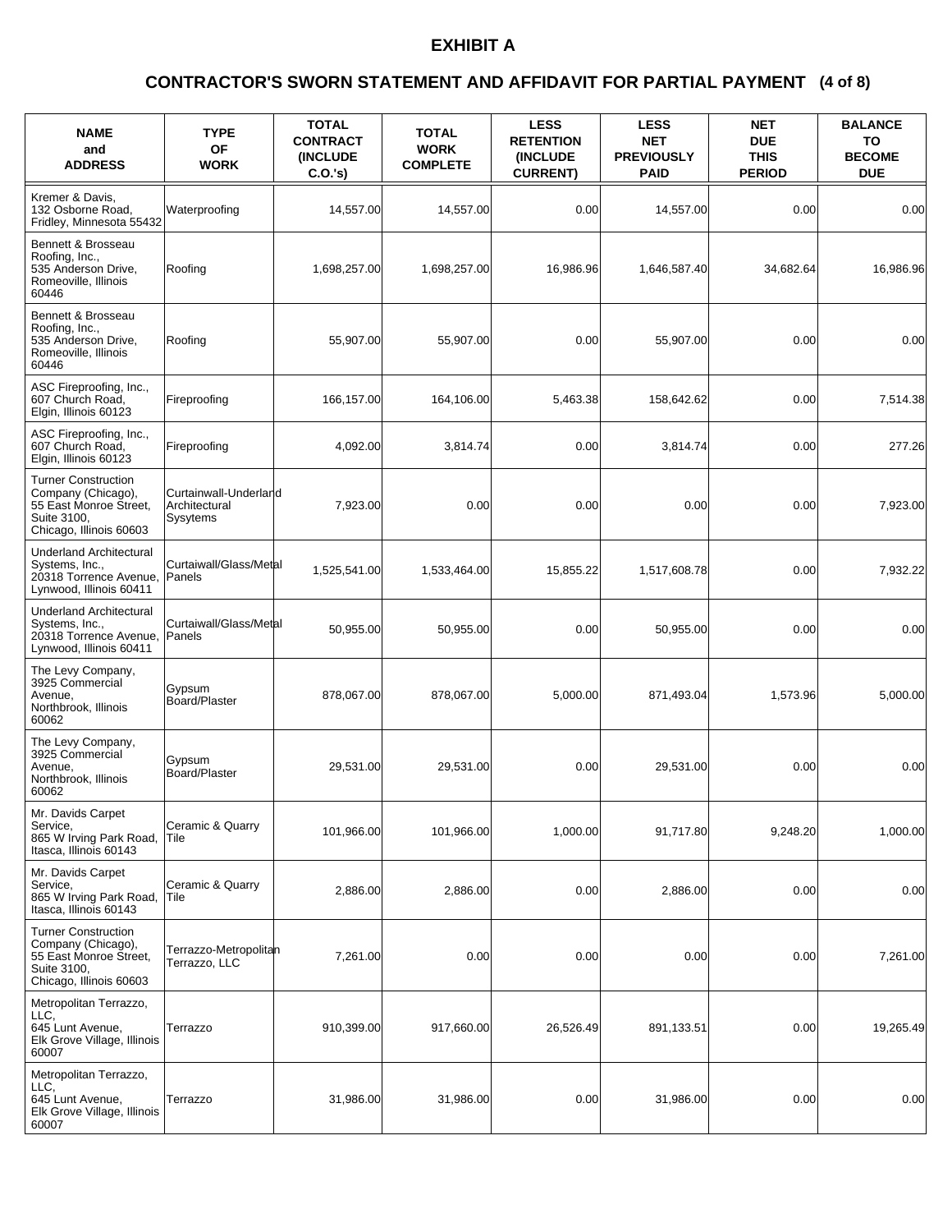# EXHIBIT A

## CONTRACTOR'S SWORN STATEMENT AND AFFIDAVIT FOR PARTIAL PAYMENT (4 of 8)

| NAME and ADDRESS | TYPE OF WORK | TOTAL CONTRACT (INCLUDE C.O.'s) | TOTAL WORK COMPLETE | LESS RETENTION (INCLUDE CURRENT) | LESS NET PREVIOUSLY PAID | NET DUE THIS PERIOD | BALANCE TO BECOME DUE |
|---|---|---|---|---|---|---|---|
| Kremer & Davis, 132 Osborne Road, Fridley, Minnesota 55432 | Waterproofing | 14,557.00 | 14,557.00 | 0.00 | 14,557.00 | 0.00 | 0.00 |
| Bennett & Brosseau Roofing, Inc., 535 Anderson Drive, Romeoville, Illinois 60446 | Roofing | 1,698,257.00 | 1,698,257.00 | 16,986.96 | 1,646,587.40 | 34,682.64 | 16,986.96 |
| Bennett & Brosseau Roofing, Inc., 535 Anderson Drive, Romeoville, Illinois 60446 | Roofing | 55,907.00 | 55,907.00 | 0.00 | 55,907.00 | 0.00 | 0.00 |
| ASC Fireproofing, Inc., 607 Church Road, Elgin, Illinois 60123 | Fireproofing | 166,157.00 | 164,106.00 | 5,463.38 | 158,642.62 | 0.00 | 7,514.38 |
| ASC Fireproofing, Inc., 607 Church Road, Elgin, Illinois 60123 | Fireproofing | 4,092.00 | 3,814.74 | 0.00 | 3,814.74 | 0.00 | 277.26 |
| Turner Construction Company (Chicago), 55 East Monroe Street, Suite 3100, Chicago, Illinois 60603 | Curtainwall-Underland Architectural Sysytems | 7,923.00 | 0.00 | 0.00 | 0.00 | 0.00 | 7,923.00 |
| Underland Architectural Systems, Inc., 20318 Torrence Avenue, Lynwood, Illinois 60411 | Curtaiwall/Glass/Metal Panels | 1,525,541.00 | 1,533,464.00 | 15,855.22 | 1,517,608.78 | 0.00 | 7,932.22 |
| Underland Architectural Systems, Inc., 20318 Torrence Avenue, Lynwood, Illinois 60411 | Curtaiwall/Glass/Metal Panels | 50,955.00 | 50,955.00 | 0.00 | 50,955.00 | 0.00 | 0.00 |
| The Levy Company, 3925 Commercial Avenue, Northbrook, Illinois 60062 | Gypsum Board/Plaster | 878,067.00 | 878,067.00 | 5,000.00 | 871,493.04 | 1,573.96 | 5,000.00 |
| The Levy Company, 3925 Commercial Avenue, Northbrook, Illinois 60062 | Gypsum Board/Plaster | 29,531.00 | 29,531.00 | 0.00 | 29,531.00 | 0.00 | 0.00 |
| Mr. Davids Carpet Service, 865 W Irving Park Road, Itasca, Illinois 60143 | Ceramic & Quarry Tile | 101,966.00 | 101,966.00 | 1,000.00 | 91,717.80 | 9,248.20 | 1,000.00 |
| Mr. Davids Carpet Service, 865 W Irving Park Road, Itasca, Illinois 60143 | Ceramic & Quarry Tile | 2,886.00 | 2,886.00 | 0.00 | 2,886.00 | 0.00 | 0.00 |
| Turner Construction Company (Chicago), 55 East Monroe Street, Suite 3100, Chicago, Illinois 60603 | Terrazzo-Metropolitan Terrazzo, LLC | 7,261.00 | 0.00 | 0.00 | 0.00 | 0.00 | 7,261.00 |
| Metropolitan Terrazzo, LLC, 645 Lunt Avenue, Elk Grove Village, Illinois 60007 | Terrazzo | 910,399.00 | 917,660.00 | 26,526.49 | 891,133.51 | 0.00 | 19,265.49 |
| Metropolitan Terrazzo, LLC, 645 Lunt Avenue, Elk Grove Village, Illinois 60007 | Terrazzo | 31,986.00 | 31,986.00 | 0.00 | 31,986.00 | 0.00 | 0.00 |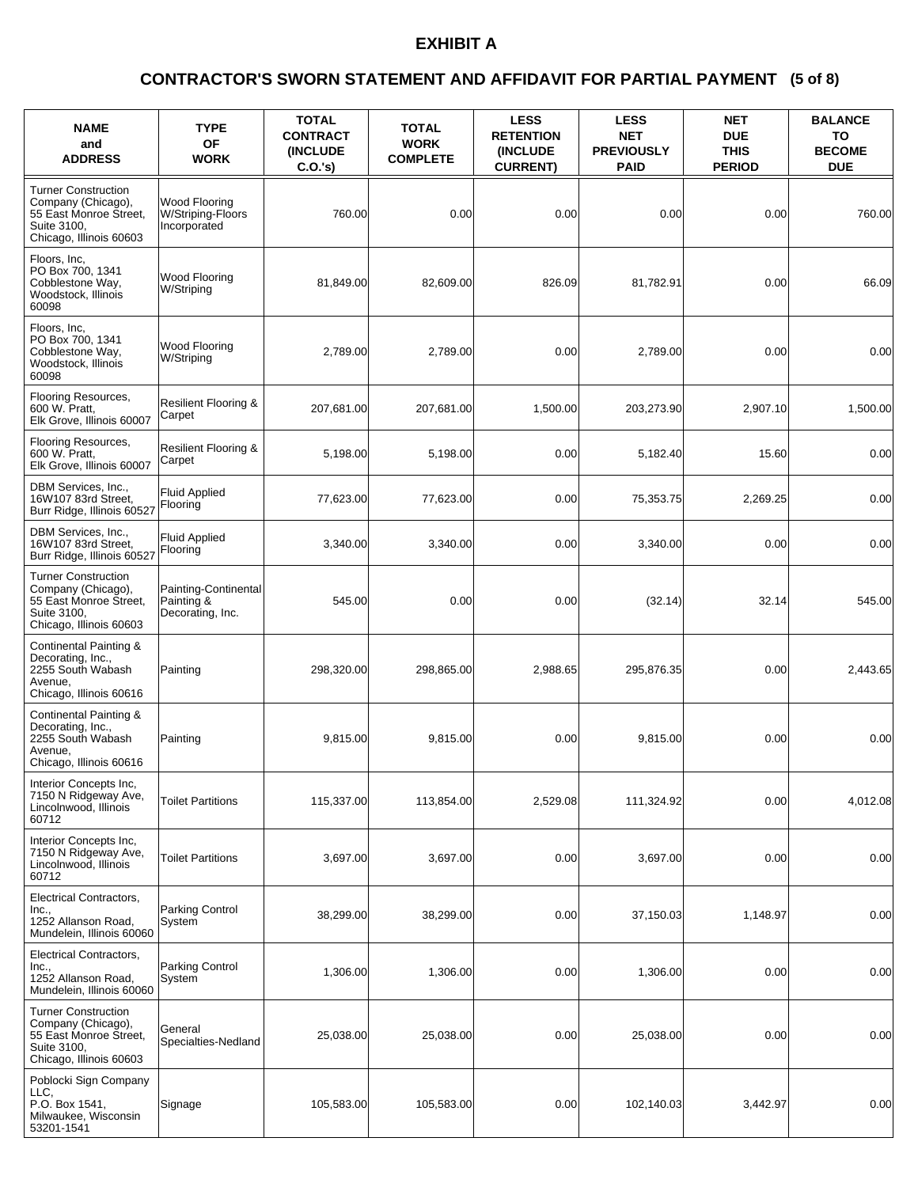# EXHIBIT A

## CONTRACTOR'S SWORN STATEMENT AND AFFIDAVIT FOR PARTIAL PAYMENT (5 of 8)

| NAME and ADDRESS | TYPE OF WORK | TOTAL CONTRACT (INCLUDE C.O.'s) | TOTAL WORK COMPLETE | LESS RETENTION (INCLUDE CURRENT) | LESS NET PREVIOUSLY PAID | NET DUE THIS PERIOD | BALANCE TO BECOME DUE |
|---|---|---|---|---|---|---|---|
| Turner Construction Company (Chicago), 55 East Monroe Street, Suite 3100, Chicago, Illinois 60603 | Wood Flooring W/Striping-Floors Incorporated | 760.00 | 0.00 | 0.00 | 0.00 | 0.00 | 760.00 |
| Floors, Inc, PO Box 700, 1341 Cobblestone Way, Woodstock, Illinois 60098 | Wood Flooring W/Striping | 81,849.00 | 82,609.00 | 826.09 | 81,782.91 | 0.00 | 66.09 |
| Floors, Inc, PO Box 700, 1341 Cobblestone Way, Woodstock, Illinois 60098 | Wood Flooring W/Striping | 2,789.00 | 2,789.00 | 0.00 | 2,789.00 | 0.00 | 0.00 |
| Flooring Resources, 600 W. Pratt, Elk Grove, Illinois 60007 | Resilient Flooring & Carpet | 207,681.00 | 207,681.00 | 1,500.00 | 203,273.90 | 2,907.10 | 1,500.00 |
| Flooring Resources, 600 W. Pratt, Elk Grove, Illinois 60007 | Resilient Flooring & Carpet | 5,198.00 | 5,198.00 | 0.00 | 5,182.40 | 15.60 | 0.00 |
| DBM Services, Inc., 16W107 83rd Street, Burr Ridge, Illinois 60527 | Fluid Applied Flooring | 77,623.00 | 77,623.00 | 0.00 | 75,353.75 | 2,269.25 | 0.00 |
| DBM Services, Inc., 16W107 83rd Street, Burr Ridge, Illinois 60527 | Fluid Applied Flooring | 3,340.00 | 3,340.00 | 0.00 | 3,340.00 | 0.00 | 0.00 |
| Turner Construction Company (Chicago), 55 East Monroe Street, Suite 3100, Chicago, Illinois 60603 | Painting-Continental Painting & Decorating, Inc. | 545.00 | 0.00 | 0.00 | (32.14) | 32.14 | 545.00 |
| Continental Painting & Decorating, Inc., 2255 South Wabash Avenue, Chicago, Illinois 60616 | Painting | 298,320.00 | 298,865.00 | 2,988.65 | 295,876.35 | 0.00 | 2,443.65 |
| Continental Painting & Decorating, Inc., 2255 South Wabash Avenue, Chicago, Illinois 60616 | Painting | 9,815.00 | 9,815.00 | 0.00 | 9,815.00 | 0.00 | 0.00 |
| Interior Concepts Inc, 7150 N Ridgeway Ave, Lincolnwood, Illinois 60712 | Toilet Partitions | 115,337.00 | 113,854.00 | 2,529.08 | 111,324.92 | 0.00 | 4,012.08 |
| Interior Concepts Inc, 7150 N Ridgeway Ave, Lincolnwood, Illinois 60712 | Toilet Partitions | 3,697.00 | 3,697.00 | 0.00 | 3,697.00 | 0.00 | 0.00 |
| Electrical Contractors, Inc., 1252 Allanson Road, Mundelein, Illinois 60060 | Parking Control System | 38,299.00 | 38,299.00 | 0.00 | 37,150.03 | 1,148.97 | 0.00 |
| Electrical Contractors, Inc., 1252 Allanson Road, Mundelein, Illinois 60060 | Parking Control System | 1,306.00 | 1,306.00 | 0.00 | 1,306.00 | 0.00 | 0.00 |
| Turner Construction Company (Chicago), 55 East Monroe Street, Suite 3100, Chicago, Illinois 60603 | General Specialties-Nedland | 25,038.00 | 25,038.00 | 0.00 | 25,038.00 | 0.00 | 0.00 |
| Poblocki Sign Company LLC, P.O. Box 1541, Milwaukee, Wisconsin 53201-1541 | Signage | 105,583.00 | 105,583.00 | 0.00 | 102,140.03 | 3,442.97 | 0.00 |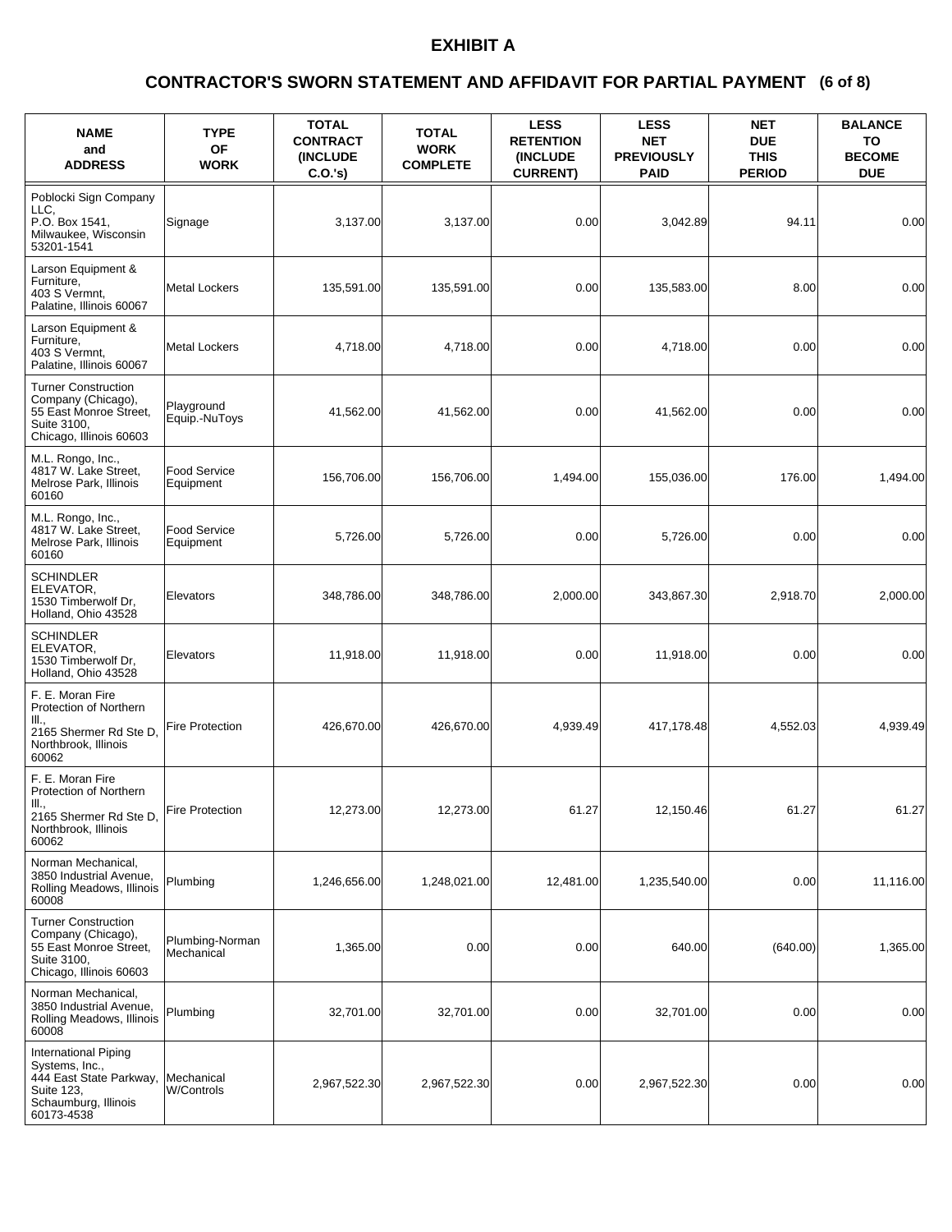# EXHIBIT A

## CONTRACTOR'S SWORN STATEMENT AND AFFIDAVIT FOR PARTIAL PAYMENT (6 of 8)

| NAME and ADDRESS | TYPE OF WORK | TOTAL CONTRACT (INCLUDE C.O.'s) | TOTAL WORK COMPLETE | LESS RETENTION (INCLUDE CURRENT) | LESS NET PREVIOUSLY PAID | NET DUE THIS PERIOD | BALANCE TO BECOME DUE |
|---|---|---|---|---|---|---|---|
| Poblocki Sign Company LLC, P.O. Box 1541, Milwaukee, Wisconsin 53201-1541 | Signage | 3,137.00 | 3,137.00 | 0.00 | 3,042.89 | 94.11 | 0.00 |
| Larson Equipment & Furniture, 403 S Vermnt, Palatine, Illinois 60067 | Metal Lockers | 135,591.00 | 135,591.00 | 0.00 | 135,583.00 | 8.00 | 0.00 |
| Larson Equipment & Furniture, 403 S Vermnt, Palatine, Illinois 60067 | Metal Lockers | 4,718.00 | 4,718.00 | 0.00 | 4,718.00 | 0.00 | 0.00 |
| Turner Construction Company (Chicago), 55 East Monroe Street, Suite 3100, Chicago, Illinois 60603 | Playground Equip.-NuToys | 41,562.00 | 41,562.00 | 0.00 | 41,562.00 | 0.00 | 0.00 |
| M.L. Rongo, Inc., 4817 W. Lake Street, Melrose Park, Illinois 60160 | Food Service Equipment | 156,706.00 | 156,706.00 | 1,494.00 | 155,036.00 | 176.00 | 1,494.00 |
| M.L. Rongo, Inc., 4817 W. Lake Street, Melrose Park, Illinois 60160 | Food Service Equipment | 5,726.00 | 5,726.00 | 0.00 | 5,726.00 | 0.00 | 0.00 |
| SCHINDLER ELEVATOR, 1530 Timberwolf Dr, Holland, Ohio 43528 | Elevators | 348,786.00 | 348,786.00 | 2,000.00 | 343,867.30 | 2,918.70 | 2,000.00 |
| SCHINDLER ELEVATOR, 1530 Timberwolf Dr, Holland, Ohio 43528 | Elevators | 11,918.00 | 11,918.00 | 0.00 | 11,918.00 | 0.00 | 0.00 |
| F. E. Moran Fire Protection of Northern Ill., 2165 Shermer Rd Ste D, Northbrook, Illinois 60062 | Fire Protection | 426,670.00 | 426,670.00 | 4,939.49 | 417,178.48 | 4,552.03 | 4,939.49 |
| F. E. Moran Fire Protection of Northern Ill., 2165 Shermer Rd Ste D, Northbrook, Illinois 60062 | Fire Protection | 12,273.00 | 12,273.00 | 61.27 | 12,150.46 | 61.27 | 61.27 |
| Norman Mechanical, 3850 Industrial Avenue, Rolling Meadows, Illinois 60008 | Plumbing | 1,246,656.00 | 1,248,021.00 | 12,481.00 | 1,235,540.00 | 0.00 | 11,116.00 |
| Turner Construction Company (Chicago), 55 East Monroe Street, Suite 3100, Chicago, Illinois 60603 | Plumbing-Norman Mechanical | 1,365.00 | 0.00 | 0.00 | 640.00 | (640.00) | 1,365.00 |
| Norman Mechanical, 3850 Industrial Avenue, Rolling Meadows, Illinois 60008 | Plumbing | 32,701.00 | 32,701.00 | 0.00 | 32,701.00 | 0.00 | 0.00 |
| International Piping Systems, Inc., 444 East State Parkway, Suite 123, Schaumburg, Illinois 60173-4538 | Mechanical W/Controls | 2,967,522.30 | 2,967,522.30 | 0.00 | 2,967,522.30 | 0.00 | 0.00 |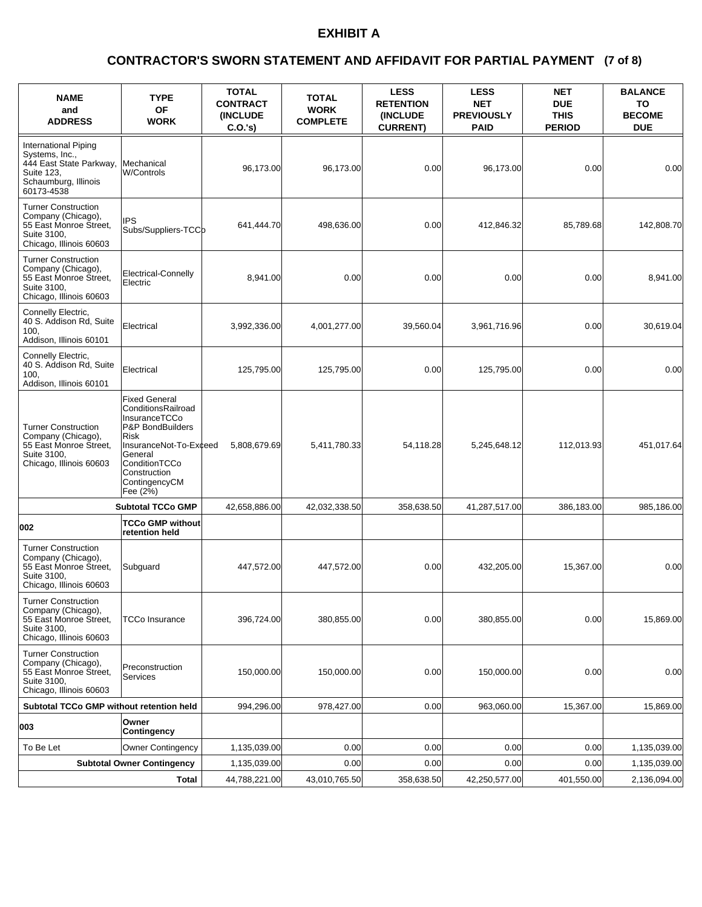# EXHIBIT A

## CONTRACTOR'S SWORN STATEMENT AND AFFIDAVIT FOR PARTIAL PAYMENT (7 of 8)

| NAME and ADDRESS | TYPE OF WORK | TOTAL CONTRACT (INCLUDE C.O.'s) | TOTAL WORK COMPLETE | LESS RETENTION (INCLUDE CURRENT) | LESS NET PREVIOUSLY PAID | NET DUE THIS PERIOD | BALANCE TO BECOME DUE |
|---|---|---|---|---|---|---|---|
| International Piping Systems, Inc., 444 East State Parkway, Suite 123, Schaumburg, Illinois 60173-4538 | Mechanical W/Controls | 96,173.00 | 96,173.00 | 0.00 | 96,173.00 | 0.00 | 0.00 |
| Turner Construction Company (Chicago), 55 East Monroe Street, Suite 3100, Chicago, Illinois 60603 | IPS Subs/Suppliers-TCCo | 641,444.70 | 498,636.00 | 0.00 | 412,846.32 | 85,789.68 | 142,808.70 |
| Turner Construction Company (Chicago), 55 East Monroe Street, Suite 3100, Chicago, Illinois 60603 | Electrical-Connelly Electric | 8,941.00 | 0.00 | 0.00 | 0.00 | 0.00 | 8,941.00 |
| Connelly Electric, 40 S. Addison Rd, Suite 100, Addison, Illinois 60101 | Electrical | 3,992,336.00 | 4,001,277.00 | 39,560.04 | 3,961,716.96 | 0.00 | 30,619.04 |
| Connelly Electric, 40 S. Addison Rd, Suite 100, Addison, Illinois 60101 | Electrical | 125,795.00 | 125,795.00 | 0.00 | 125,795.00 | 0.00 | 0.00 |
| Turner Construction Company (Chicago), 55 East Monroe Street, Suite 3100, Chicago, Illinois 60603 | Fixed General ConditionsRailroad InsuranceTCCo P&P BondBuilders Risk InsuranceNot-To-Exceed General ConditionTCCo Construction ContingencyCM Fee (2%) | 5,808,679.69 | 5,411,780.33 | 54,118.28 | 5,245,648.12 | 112,013.93 | 451,017.64 |
| | **Subtotal TCCo GMP** | 42,658,886.00 | 42,032,338.50 | 358,638.50 | 41,287,517.00 | 386,183.00 | 985,186.00 |
| **002** | **TCCo GMP without retention held** | | | | | | |
| Turner Construction Company (Chicago), 55 East Monroe Street, Suite 3100, Chicago, Illinois 60603 | Subguard | 447,572.00 | 447,572.00 | 0.00 | 432,205.00 | 15,367.00 | 0.00 |
| Turner Construction Company (Chicago), 55 East Monroe Street, Suite 3100, Chicago, Illinois 60603 | TCCo Insurance | 396,724.00 | 380,855.00 | 0.00 | 380,855.00 | 0.00 | 15,869.00 |
| Turner Construction Company (Chicago), 55 East Monroe Street, Suite 3100, Chicago, Illinois 60603 | Preconstruction Services | 150,000.00 | 150,000.00 | 0.00 | 150,000.00 | 0.00 | 0.00 |
| **Subtotal TCCo GMP without retention held** | | 994,296.00 | 978,427.00 | 0.00 | 963,060.00 | 15,367.00 | 15,869.00 |
| **003** | **Owner Contingency** | | | | | | |
| To Be Let | Owner Contingency | 1,135,039.00 | 0.00 | 0.00 | 0.00 | 0.00 | 1,135,039.00 |
| | **Subtotal Owner Contingency** | 1,135,039.00 | 0.00 | 0.00 | 0.00 | 0.00 | 1,135,039.00 |
| | **Total** | 44,788,221.00 | 43,010,765.50 | 358,638.50 | 42,250,577.00 | 401,550.00 | 2,136,094.00 |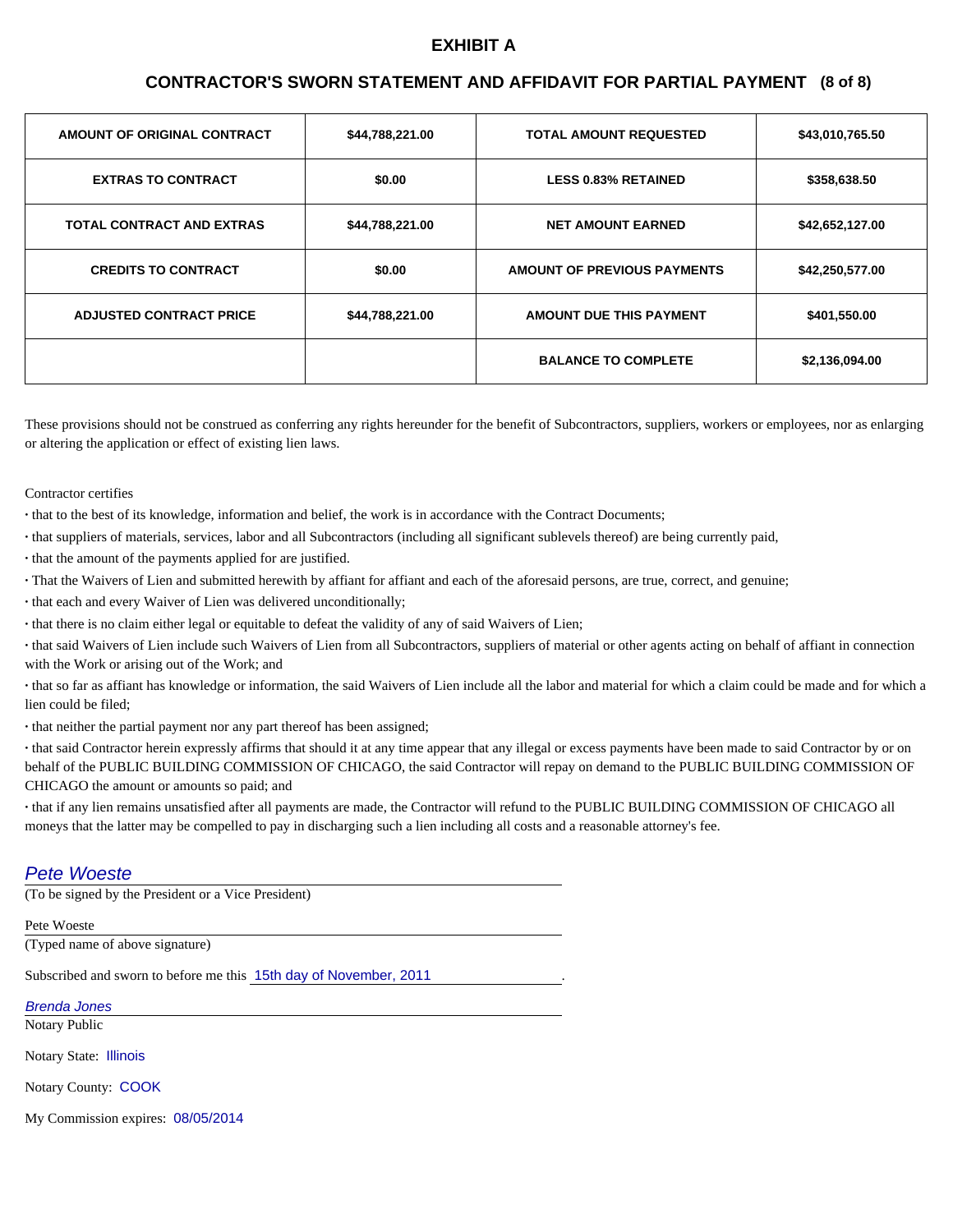# EXHIBIT A

## CONTRACTOR'S SWORN STATEMENT AND AFFIDAVIT FOR PARTIAL PAYMENT (8 of 8)

| | | | |
|---|---|---|---|
| **AMOUNT OF ORIGINAL CONTRACT** | **$44,788,221.00** | **TOTAL AMOUNT REQUESTED** | **$43,010,765.50** |
| **EXTRAS TO CONTRACT** | **$0.00** | **LESS 0.83% RETAINED** | **$358,638.50** |
| **TOTAL CONTRACT AND EXTRAS** | **$44,788,221.00** | **NET AMOUNT EARNED** | **$42,652,127.00** |
| **CREDITS TO CONTRACT** | **$0.00** | **AMOUNT OF PREVIOUS PAYMENTS** | **$42,250,577.00** |
| **ADJUSTED CONTRACT PRICE** | **$44,788,221.00** | **AMOUNT DUE THIS PAYMENT** | **$401,550.00** |
| | | **BALANCE TO COMPLETE** | **$2,136,094.00** |

These provisions should not be construed as conferring any rights hereunder for the benefit of Subcontractors, suppliers, workers or employees, nor as enlarging or altering the application or effect of existing lien laws.

Contractor certifies

- that to the best of its knowledge, information and belief, the work is in accordance with the Contract Documents;
- that suppliers of materials, services, labor and all Subcontractors (including all significant sublevels thereof) are being currently paid,
- that the amount of the payments applied for are justified.
- That the Waivers of Lien and submitted herewith by affiant for affiant and each of the aforesaid persons, are true, correct, and genuine;
- that each and every Waiver of Lien was delivered unconditionally;
- that there is no claim either legal or equitable to defeat the validity of any of said Waivers of Lien;
- that said Waivers of Lien include such Waivers of Lien from all Subcontractors, suppliers of material or other agents acting on behalf of affiant in connection with the Work or arising out of the Work; and
- that so far as affiant has knowledge or information, the said Waivers of Lien include all the labor and material for which a claim could be made and for which a lien could be filed;
- that neither the partial payment nor any part thereof has been assigned;
- that said Contractor herein expressly affirms that should it at any time appear that any illegal or excess payments have been made to said Contractor by or on behalf of the PUBLIC BUILDING COMMISSION OF CHICAGO, the said Contractor will repay on demand to the PUBLIC BUILDING COMMISSION OF CHICAGO the amount or amounts so paid; and
- that if any lien remains unsatisfied after all payments are made, the Contractor will refund to the PUBLIC BUILDING COMMISSION OF CHICAGO all moneys that the latter may be compelled to pay in discharging such a lien including all costs and a reasonable attorney's fee.

*Pete Woeste*
(To be signed by the President or a Vice President)

Pete Woeste
(Typed name of above signature)

Subscribed and sworn to before me this 15th day of November, 2011.

*Brenda Jones*
Notary Public

Notary State: Illinois

Notary County: COOK

My Commission expires: 08/05/2014